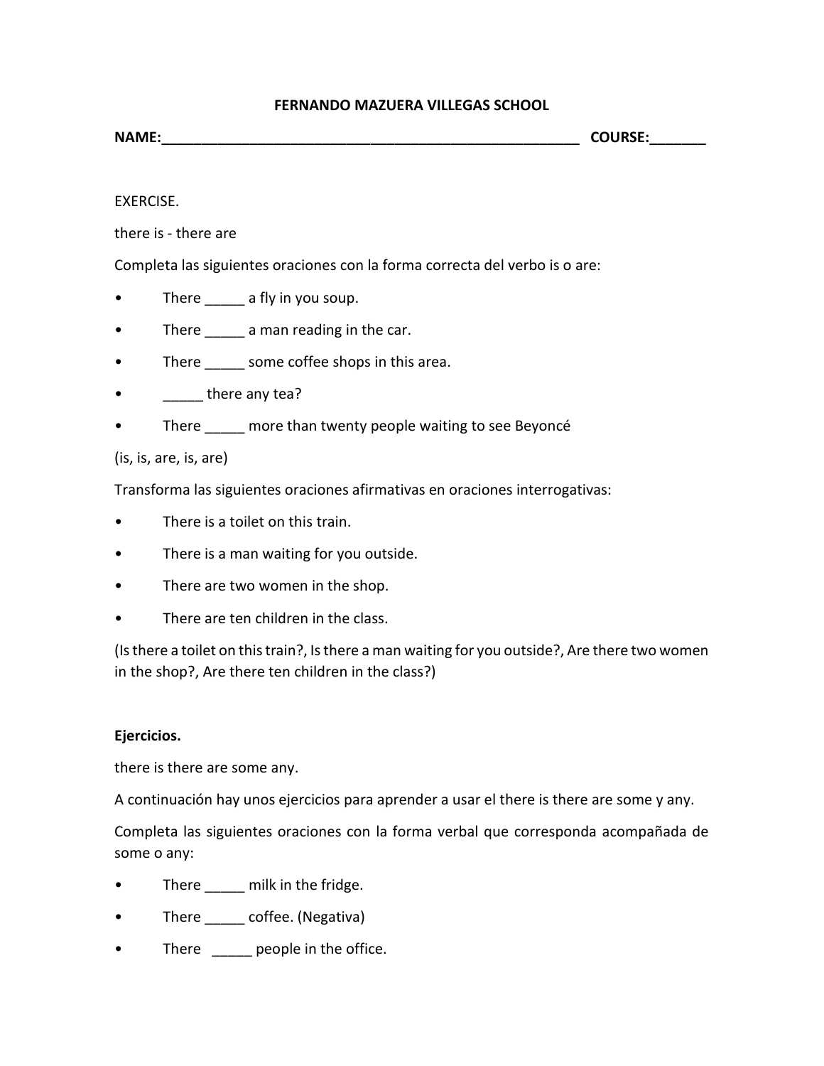**FERNANDO MAZUERA VILLEGAS SCHOOL**

**NAME:_____________________________________________________ COURSE:_______**

EXERCISE.

there is - there are

Completa las siguientes oraciones con la forma correcta del verbo is o are:

- There _____ a fly in you soup.
- There _____ a man reading in the car.
- There _____ some coffee shops in this area.
- _____ there any tea?
- There _____ more than twenty people waiting to see Beyoncé

(is, is, are, is, are)

Transforma las siguientes oraciones afirmativas en oraciones interrogativas:

- There is a toilet on this train.
- There is a man waiting for you outside.
- There are two women in the shop.
- There are ten children in the class.

(Is there a toilet on this train?, Is there a man waiting for you outside?, Are there two women in the shop?, Are there ten children in the class?)

**Ejercicios.**

there is there are some any.

A continuación hay unos ejercicios para aprender a usar el there is there are some y any.

Completa las siguientes oraciones con la forma verbal que corresponda acompañada de some o any:

- There _____ milk in the fridge.
- There _____ coffee. (Negativa)
- There _____ people in the office.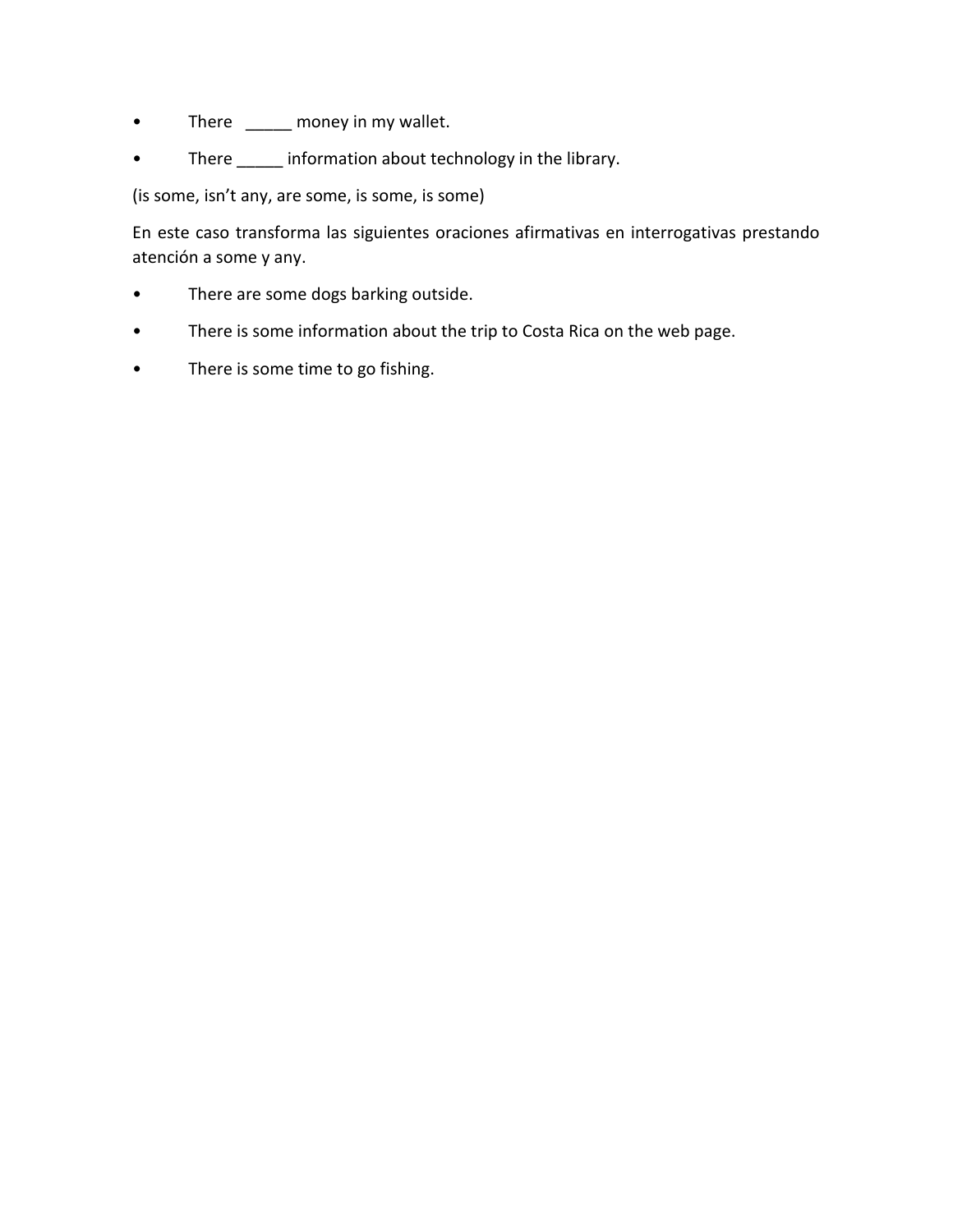- There _____ money in my wallet.
- There _____ information about technology in the library.

(is some, isn't any, are some, is some, is some)

En este caso transforma las siguientes oraciones afirmativas en interrogativas prestando atención a some y any.

- There are some dogs barking outside.
- There is some information about the trip to Costa Rica on the web page.
- There is some time to go fishing.